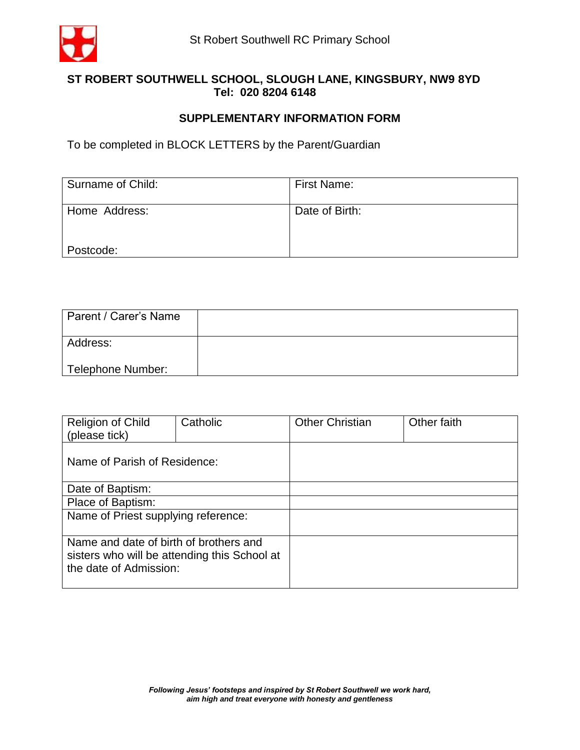St Robert Southwell RC Primary School

**ST ROBERT SOUTHWELL SCHOOL, SLOUGH LANE, KINGSBURY, NW9 8YD**
**Tel: 020 8204 6148**

## SUPPLEMENTARY INFORMATION FORM

To be completed in BLOCK LETTERS by the Parent/Guardian

| Surname of Child: | First Name: |
|---|---|
| Home Address:<br><br>Postcode: | Date of Birth: |

| Parent / Carer's Name | |
|---|---|
| Address:<br><br>Telephone Number: | |

| Religion of Child (please tick) | Catholic | Other Christian | Other faith |
|---|---|---|---|
| Name of Parish of Residence: | | | |
| Date of Baptism: | | | |
| Place of Baptism: | | | |
| Name of Priest supplying reference: | | | |
| Name and date of birth of brothers and sisters who will be attending this School at the date of Admission: | | | |

***Following Jesus' footsteps and inspired by St Robert Southwell we work hard, aim high and treat everyone with honesty and gentleness***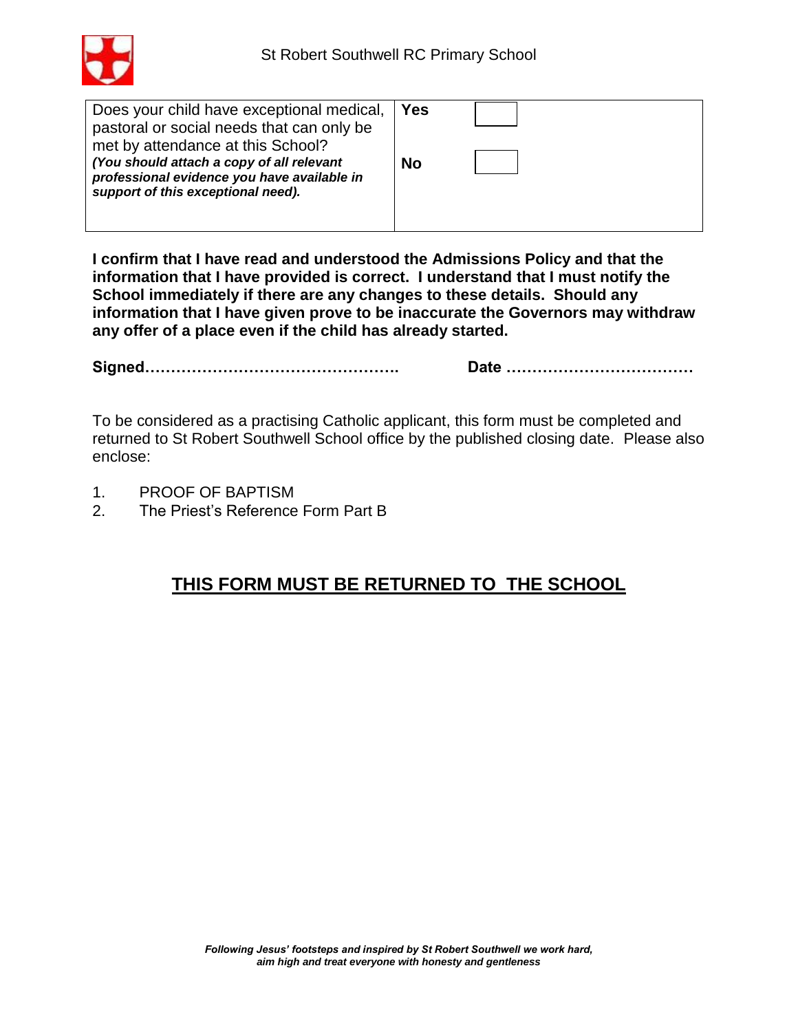| | | |
|---|---|---|
| Does your child have exceptional medical, pastoral or social needs that can only be met by attendance at this School? ***(You should attach a copy of all relevant professional evidence you have available in support of this exceptional need).*** | **Yes** | |
| | **No** | |

**I confirm that I have read and understood the Admissions Policy and that the information that I have provided is correct. I understand that I must notify the School immediately if there are any changes to these details. Should any information that I have given prove to be inaccurate the Governors may withdraw any offer of a place even if the child has already started.**

**Signed…………………………………………. Date ………………………………**

To be considered as a practising Catholic applicant, this form must be completed and returned to St Robert Southwell School office by the published closing date. Please also enclose:

1. PROOF OF BAPTISM
2. The Priest's Reference Form Part B

## <u>THIS FORM MUST BE RETURNED TO THE SCHOOL</u>